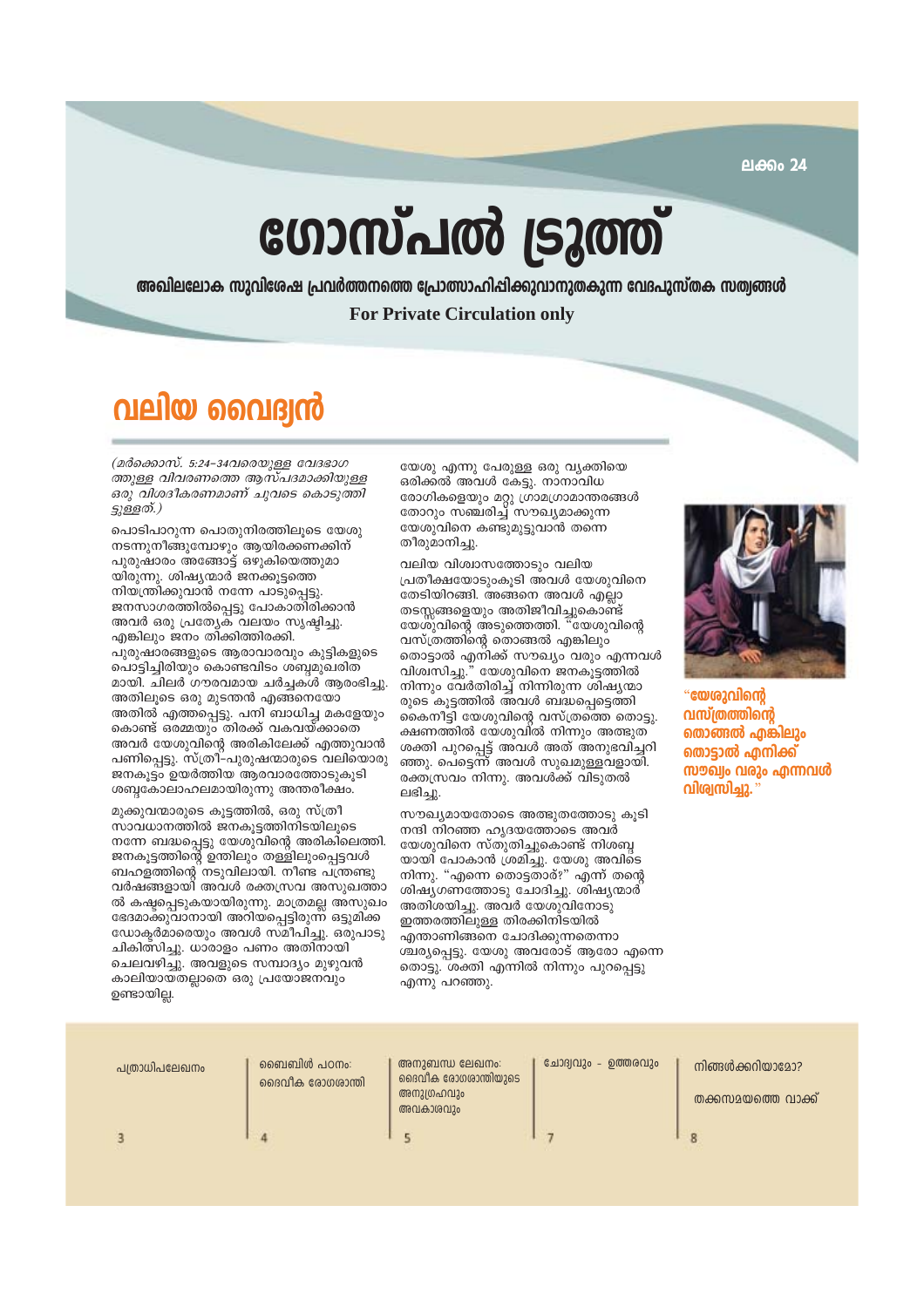ലക്കം 24

# ഗോസ്പൽ ട്രൂത്ത്

**അഖിലലോക സുവിശേഷ പ്രവർത്തനത്തെ പ്രോത്സാഹിപ്പിക്കുവാനുതകുന്ന വേദപുസ്തക സത്യങ്ങൾ**

**For Private Circulation only**

## വലിയ വൈദ്യൻ

*(മർക്കൊസ്. 5:24–34വരെയുള്ള വേദഭാഗത്തുള്ള വിവരണത്തെ ആസ്പദമാക്കിയുള്ള ഒരു വിശദീകരണമാണ് ചുവടെ കൊടുത്തിട്ടുള്ളത്.)*

പൊടിപാറുന്ന പൊതുനിരത്തിലൂടെ യേശു നടന്നുനീങ്ങുമ്പോഴും ആയിരക്കണക്കിന് പുരുഷാരം അങ്ങോട്ട് ഒഴുകിയെത്തുമായിരുന്നു. ശിഷ്യന്മാർ ജനക്കൂട്ടത്തെ നിയന്ത്രിക്കുവാൻ നന്നേ പാടുപെട്ടു. ജനസാഗരത്തിൽപ്പെട്ടു പോകാതിരിക്കാൻ അവർ ഒരു പ്രത്യേക വലയം സൃഷ്ടിച്ചു. എങ്കിലും ജനം തിക്കിത്തിരക്കി. പുരുഷാരങ്ങളുടെ ആരാവാരവും കുട്ടികളുടെ പൊട്ടിച്ചിരിയും കൊണ്ടവിടം ശബ്ദമുഖരിതമായി. ചിലർ ഗൗരവമായ ചർച്ചകൾ ആരംഭിച്ചു. അതിലൂടെ ഒരു മുടന്തൻ എങ്ങനെയോ അതിൽ എത്തപ്പെട്ടു. പനി ബാധിച്ച മകളേയും കൊണ്ട് ഒരമ്മയും തിരക്ക് വകവയ്ക്കാതെ അവർ യേശുവിന്റെ അരികിലേക്ക് എത്തുവാൻ പണിപ്പെട്ടു. സ്ത്രീ-പുരുഷന്മാരുടെ വലിയൊരു ജനകൂട്ടം ഉയർത്തിയ ആരവാരത്തോടുകൂടി ശബ്ദകോലാഹലമായിരുന്നു അന്തരീക്ഷം.

മുക്കുവന്മാരുടെ കൂട്ടത്തിൽ, ഒരു സ്ത്രീ സാവധാനത്തിൽ ജനകൂട്ടത്തിനിടയിലൂടെ നന്നേ ബദ്ധപ്പെട്ടു യേശുവിന്റെ അരികിലെത്തി. ജനകൂട്ടത്തിന്റെ ഉന്തിലും തള്ളിലുംപ്പെട്ടവൾ ബഹളത്തിന്റെ നടുവിലായി. നീണ്ട പന്ത്രണ്ടു വർഷങ്ങളായി അവൾ രക്തസ്രവ അസുഖത്താൽ കഷ്ടപ്പെടുകയായിരുന്നു. മാത്രമല്ല അസുഖം ഭേദമാക്കുവാനായി അറിയപ്പെട്ടിരുന്ന ഒട്ടുമിക്ക ഡോക്ടർമാരെയും അവൾ സമീപിച്ചു. ഒരുപാടു ചികിത്സിച്ചു. ധാരാളം പണം അതിനായി ചെലവഴിച്ചു. അവളുടെ സമ്പാദ്യം മുഴുവൻ കാലിയായതല്ലാതെ ഒരു പ്രയോജനവും ഉണ്ടായില്ല.

യേശു എന്നു പേരുള്ള ഒരു വ്യക്തിയെ ഒരിക്കൽ അവൾ കേട്ടു. നാനാവിധ രോഗികളെയും മറ്റു ഗ്രാമഗ്രാമാന്തരങ്ങൾ തോറും സഞ്ചരിച്ച് സൗഖ്യമാക്കുന്ന യേശുവിനെ കണ്ടുമുട്ടുവാൻ തന്നെ തീരുമാനിച്ചു.

വലിയ വിശ്വാസത്തോടും വലിയ പ്രതീക്ഷയോടുംകൂടി അവൾ യേശുവിനെ തേടിയിറങ്ങി. അങ്ങനെ അവൾ എല്ലാ തടസ്സങ്ങളെയും അതിജീവിച്ചുകൊണ്ട് യേശുവിന്റെ അടുത്തെത്തി. "യേശുവിന്റെ വസ്ത്രത്തിന്റെ തൊങ്ങൽ എങ്കിലും തൊട്ടാൽ എനിക്ക് സൗഖ്യം വരും എന്നവൾ വിശ്വസിച്ചു." യേശുവിനെ ജനകൂട്ടത്തിൽ നിന്നും വേർതിരിച്ച് നിന്നിരുന്ന ശിഷ്യന്മാരുടെ കൂട്ടത്തിൽ അവൾ ബദ്ധപ്പെട്ടെത്തി കൈനീട്ടി യേശുവിന്റെ വസ്ത്രത്തെ തൊട്ടു. ക്ഷണത്തിൽ യേശുവിൽ നിന്നും അത്ഭുത ശക്തി പുറപ്പെട്ട് അവൾ അത് അനുഭവിച്ചറിഞ്ഞു. പെട്ടെന്ന് അവൾ സുഖമുള്ളവളായി. രക്തസ്രവം നിന്നു. അവൾക്ക് വിടുതൽ ലഭിച്ചു.

സൗഖ്യമായതോടെ അത്ഭുതത്തോടു കൂടി നന്ദി നിറഞ്ഞ ഹൃദയത്തോടെ അവൾ യേശുവിനെ സ്തുതിച്ചുകൊണ്ട് നിശബ്ദയായി പോകാൻ ശ്രമിച്ചു. യേശു അവിടെ നിന്നു. "എന്നെ തൊട്ടതാര്?" എന്ന് തന്റെ ശിഷ്യഗണത്തോടു ചോദിച്ചു. ശിഷ്യന്മാർ അതിശയിച്ചു. അവർ യേശുവിനോടു ഇത്തരത്തിലുള്ള തിരക്കിനിടയിൽ എന്താണിങ്ങനെ ചോദിക്കുന്നതെന്നാശ്ചര്യപ്പെട്ടു. യേശു അവരോട് ആരോ എന്നെ തൊട്ടു. ശക്തി എന്നിൽ നിന്നും പുറപ്പെട്ടു എന്നു പറഞ്ഞു.

**"യേശുവിന്റെ വസ്ത്രത്തിന്റെ തൊങ്ങൽ എങ്കിലും തൊട്ടാൽ എനിക്ക് സൗഖ്യം വരും എന്നവൾ വിശ്വസിച്ചു."**

| | |
|---|---|
| പത്രാധിപലേഖനം | 3 |
| ബൈബിൾ പഠനം: ദൈവീക രോഗശാന്തി | 4 |
| അനുബന്ധ ലേഖനം: ദൈവീക രോഗശാന്തിയുടെ അനുഗ്രഹവും അവകാശവും | 5 |
| ചോദ്യവും - ഉത്തരവും | 7 |
| നിങ്ങൾക്കറിയാമോ? തക്കസമയത്തെ വാക്ക് | 8 |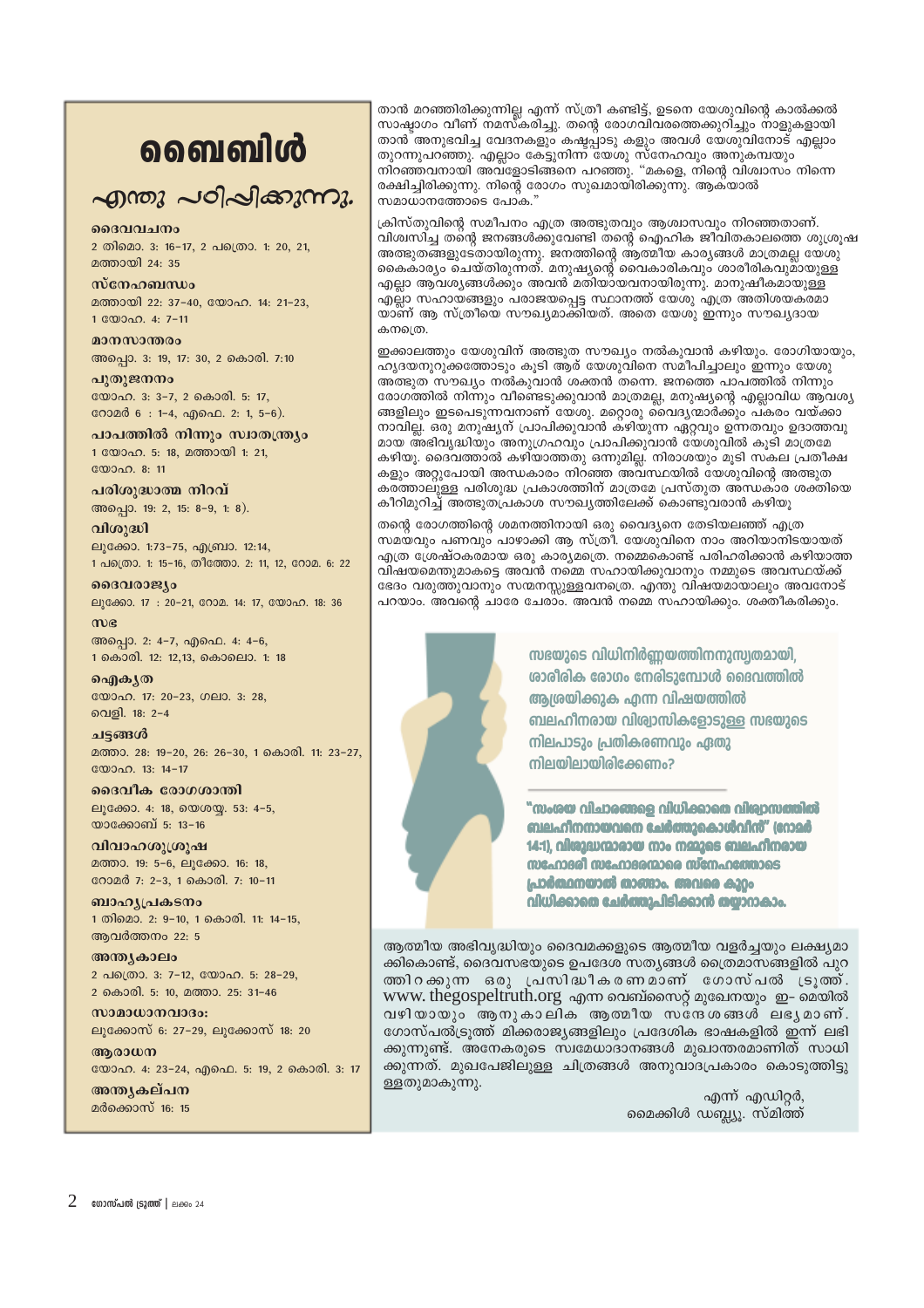# ബൈബിൾ

## എന്തു പഠിപ്പിക്കുന്നു.

**ദൈവവചനം**
2 തിമൊ. 3: 16–17, 2 പത്രൊ. 1: 20, 21, മത്തായി 24: 35

**സ്നേഹബന്ധം**
മത്തായി 22: 37–40, യോഹ. 14: 21–23, 1 യോഹ. 4: 7–11

**മാനസാന്തരം**
അപ്പൊ. 3: 19, 17: 30, 2 കൊരി. 7:10

**പുതുജനനം**
യോഹ. 3: 3–7, 2 കൊരി. 5: 17, റോമർ 6 : 1–4, എഫെ. 2: 1, 5–6).

**പാപത്തിൽ നിന്നും സ്വാതന്ത്ര്യം**
1 യോഹ. 5: 18, മത്തായി 1: 21, യോഹ. 8: 11

**പരിശുദ്ധാത്മ നിറവ്**
അപ്പൊ. 19: 2, 15: 8–9, 1: 8).

**വിശുദ്ധി**
ലൂക്കോ. 1:73–75, എബ്രാ. 12:14, 1 പത്രൊ. 1: 15–16, തീത്തോ. 2: 11, 12, റോമ. 6: 22

**ദൈവരാജ്യം**
ലൂക്കോ. 17 : 20–21, റോമ. 14: 17, യോഹ. 18: 36

**സഭ**
അപ്പൊ. 2: 4–7, എഫെ. 4: 4–6, 1 കൊരി. 12: 12,13, കൊലൊ. 1: 18

**ഐക്യത**
യോഹ. 17: 20–23, ഗലാ. 3: 28, വെളി. 18: 2–4

**ചട്ടങ്ങൾ**
മത്താ. 28: 19–20, 26: 26–30, 1 കൊരി. 11: 23–27, യോഹ. 13: 14–17

**ദൈവീക രോഗശാന്തി**
ലൂക്കോ. 4: 18, യെശയ്യ. 53: 4–5, യാക്കോബ് 5: 13–16

**വിവാഹശുശ്രൂഷ**
മത്താ. 19: 5–6, ലൂക്കോ. 16: 18, റോമർ 7: 2–3, 1 കൊരി. 7: 10–11

**ബാഹ്യപ്രകടനം**
1 തിമൊ. 2: 9–10, 1 കൊരി. 11: 14–15, ആവർത്തനം 22: 5

**അന്ത്യകാലം**
2 പത്രൊ. 3: 7–12, യോഹ. 5: 28–29, 2 കൊരി. 5: 10, മത്താ. 25: 31–46

**സാമാധാനവാദം:**
ലൂക്കോസ് 6: 27–29, ലൂക്കോസ് 18: 20

**ആരാധന**
യോഹ. 4: 23–24, എഫെ. 5: 19, 2 കൊരി. 3: 17

**അന്ത്യകല്പന**
മർക്കൊസ് 16: 15

താൻ മറഞ്ഞിരിക്കുന്നില്ല എന്ന് സ്ത്രീ കണ്ടിട്ട്, ഉടനെ യേശുവിന്റെ കാൽക്കൽ സാഷ്ടാംഗം വീണ് നമസ്കരിച്ചു. തന്റെ രോഗവിവരത്തെക്കുറിച്ചും നാളുകളായി താൻ അനുഭവിച്ച വേദനകളും കഷ്ടപ്പാടു കളും അവൾ യേശുവിനോട് എല്ലാം തുറന്നുപറഞ്ഞു. എല്ലാം കേട്ടുനിന്ന യേശു സ്നേഹവും അനുകമ്പയും നിറഞ്ഞവനായി അവളോടിങ്ങനെ പറഞ്ഞു. "മകളെ, നിന്റെ വിശ്വാസം നിന്നെ രക്ഷിച്ചിരിക്കുന്നു. നിന്റെ രോഗം സുഖമായിരിക്കുന്നു. ആകയാൽ സമാധാനത്തോടെ പോക."

ക്രിസ്തുവിന്റെ സമീപനം എത്ര അത്ഭുതവും ആശ്വാസവും നിറഞ്ഞതാണ്. വിശ്വസിച്ച തന്റെ ജനങ്ങൾക്കുവേണ്ടി തന്റെ ഐഹിക ജീവിതകാലത്തെ ശുശ്രൂഷ അത്ഭുതങ്ങളുടേതായിരുന്നു. ജനത്തിന്റെ ആത്മീയ കാര്യങ്ങൾ മാത്രമല്ല യേശു കൈകാര്യം ചെയ്തിരുന്നത്. മനുഷ്യന്റെ വൈകാരികവും ശാരീരികവുമായുള്ള എല്ലാ ആവശ്യങ്ങൾക്കും അവൻ മതിയായവനായിരുന്നു. മാനുഷികമായുള്ള എല്ലാ സഹായങ്ങളും പരാജയപ്പെട്ട സ്ഥാനത്ത് യേശു എത്ര അതിശയകരമാ യാണ് ആ സ്ത്രീയെ സൗഖ്യമാക്കിയത്. അതെ യേശു ഇന്നും സൗഖ്യദായ കനത്രെ.

ഇക്കാലത്തും യേശുവിന് അത്ഭുത സൗഖ്യം നൽകുവാൻ കഴിയും. രോഗിയായും, ഹൃദയനുറുക്കത്തോടും കൂടി ആര് യേശുവിനെ സമീപിച്ചാലും ഇന്നും യേശു അത്ഭുത സൗഖ്യം നൽകുവാൻ ശക്തൻ തന്നെ. ജനത്തെ പാപത്തിൽ നിന്നും രോഗത്തിൽ നിന്നും വീണ്ടെടുക്കുവാൻ മാത്രമല്ല, മനുഷ്യന്റെ എല്ലാവിധ ആവശ്യ ങ്ങളിലും ഇടപെടുന്നവനാണ് യേശു. മറ്റൊരു വൈദ്യന്മാർക്കും പകരം വയ്ക്കാ നാവില്ല. ഒരു മനുഷ്യന് പ്രാപിക്കുവാൻ കഴിയുന്ന ഏറ്റവും ഉന്നതവും ഉദാത്തവു മായ അഭിവൃദ്ധിയും അനുഗ്രഹവും പ്രാപിക്കുവാൻ യേശുവിൽ കൂടി മാത്രമേ കഴിയൂ. ദൈവത്താൽ കഴിയാത്തതു ഒന്നുമില്ല. നിരാശയും മൂടി സകല പ്രതീക്ഷ കളും അറ്റുപോയി അന്ധകാരം നിറഞ്ഞ അവസ്ഥയിൽ യേശുവിന്റെ അത്ഭുത കരത്താലുള്ള പരിശുദ്ധ പ്രകാശത്തിന് മാത്രമേ പ്രസ്തുത അന്ധകാര ശക്തിയെ കീറിമുറിച്ച് അത്ഭുതപ്രകാശ സൗഖ്യത്തിലേക്ക് കൊണ്ടുവരാൻ കഴിയൂ

തന്റെ രോഗത്തിന്റെ ശമനത്തിനായി ഒരു വൈദ്യനെ തേടിയലഞ്ഞ് എത്ര സമയവും പണവും പാഴാക്കി ആ സ്ത്രീ. യേശുവിനെ നാം അറിയാനിടയായത് എത്ര ശ്രേഷ്ഠകരമായ ഒരു കാര്യമത്രെ. നമ്മെകൊണ്ട് പരിഹരിക്കാൻ കഴിയാത്ത വിഷയമെന്തുമാകട്ടെ അവൻ നമ്മെ സഹായിക്കുവാനും നമ്മുടെ അവസ്ഥയ്ക്ക് ഭേദം വരുത്തുവാനും സന്മനസ്സുള്ളവനത്രെ. എന്തു വിഷയമായാലും അവനോട് പറയാം. അവന്റെ ചാരേ ചേരാം. അവൻ നമ്മെ സഹായിക്കും. ശക്തീകരിക്കും.

**സഭയുടെ വിധിനിർണ്ണയത്തിനനുസൃതമായി, ശാരീരിക രോഗം നേരിടുമ്പോൾ ദൈവത്തിൽ ആശ്രയിക്കുക എന്ന വിഷയത്തിൽ ബലഹീനരായ വിശ്വാസികളോടുള്ള സഭയുടെ നിലപാടും പ്രതികരണവും ഏതു നിലയിലായിരിക്കേണം?**

**"സംശയ വിചാരങ്ങളെ വിധിക്കാതെ വിശ്വാസത്തിൽ ബലഹീനനായവനെ ചേർത്തുകൊൾവിൻ" (റോമർ 14:1), വിശുദ്ധന്മാരായ നാം നമ്മുടെ ബലഹീനരായ സഹോദരി സഹോദരന്മാരെ സ്നേഹത്തോടെ പ്രാർത്ഥനയാൽ താങ്ങാം. അവരെ കുറ്റം വിധിക്കാതെ ചേർത്തുപിടിക്കാൻ തയ്യാറാകാം.**

ആത്മീയ അഭിവൃദ്ധിയും ദൈവമക്കളുടെ ആത്മീയ വളർച്ചയും ലക്ഷ്യമാ ക്കികൊണ്ട്, ദൈവസഭയുടെ ഉപദേശ സത്യങ്ങൾ ത്രൈമാസങ്ങളിൽ പുറ ത്തിറക്കുന്ന ഒരു പ്രസിദ്ധീകരണമാണ് ഗോസ്പൽ ട്രൂത്ത്. www.thegospeltruth.org എന്ന വെബ്സൈറ്റ് മുഖേനയും ഇ- മെയിൽ വഴിയായും ആനുകാലിക ആത്മീയ സന്ദേശങ്ങൾ ലഭ്യമാണ്. ഗോസ്പൽട്രൂത്ത് മിക്കരാജ്യങ്ങളിലും പ്രദേശിക ഭാഷകളിൽ ഇന്ന് ലഭി ക്കുന്നുണ്ട്. അനേകരുടെ സ്വമേധാദാനങ്ങൾ മുഖാന്തരമാണിത് സാധി ക്കുന്നത്. മുഖപേജിലുള്ള ചിത്രങ്ങൾ അനുവാദപ്രകാരം കൊടുത്തിട്ടു ള്ളതുമാകുന്നു.

എന്ന് എഡിറ്റർ,
മൈക്കിൾ ഡബ്ല്യൂ. സ്മിത്ത്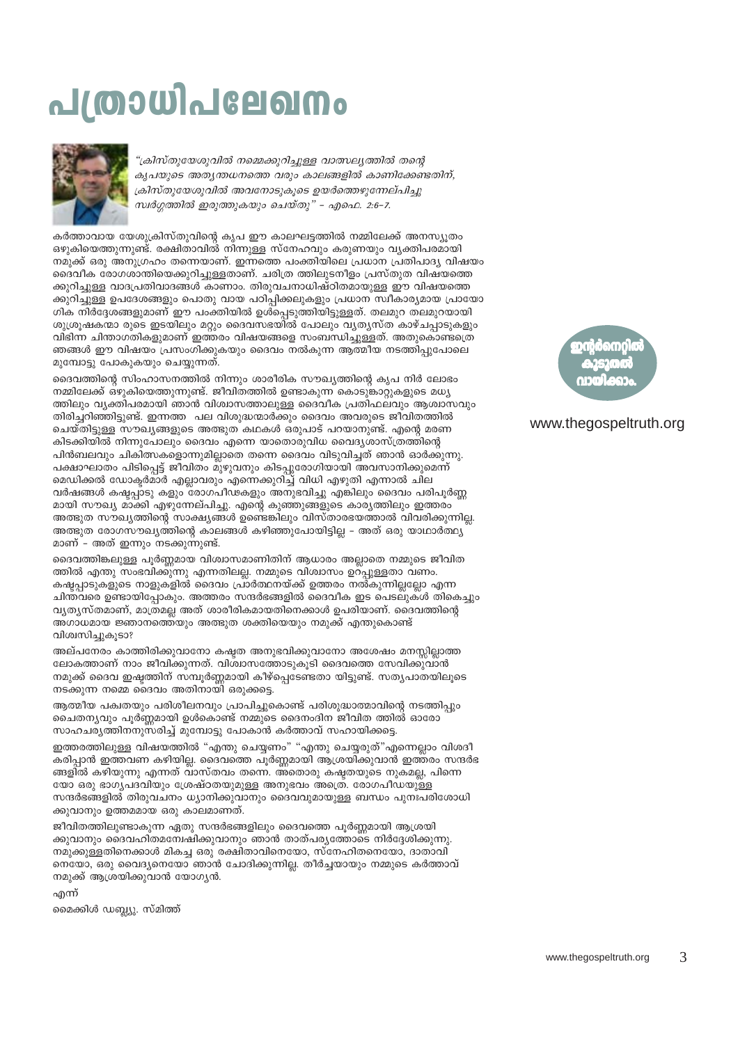# പത്രാധിപലേഖനം

*"ക്രിസ്തുയേശുവിൽ നമ്മെക്കുറിച്ചുള്ള വാത്സല്യത്തിൽ തന്റെ കൃപയുടെ അത്യന്തധനത്തെ വരും കാലങ്ങളിൽ കാണിക്കേണ്ടതിന്, ക്രിസ്തുയേശുവിൽ അവനോടുകൂടെ ഉയർത്തെഴുന്നേല്പിച്ചു സ്വർഗ്ഗത്തിൽ ഇരുത്തുകയും ചെയ്തു" - എഫെ. 2:6-7.*

കർത്താവായ യേശുക്രിസ്തുവിന്റെ കൃപ ഈ കാലഘട്ടത്തിൽ നമ്മിലേക്ക് അനസ്യൂതം ഒഴുകിയെത്തുന്നുണ്ട്. രക്ഷിതാവിൽ നിന്നുള്ള സ്നേഹവും കരുണയും വ്യക്തിപരമായി നമുക്ക് ഒരു അനുഗ്രഹം തന്നെയാണ്. ഇന്നത്തെ പംക്തിയിലെ പ്രധാന പ്രതിപാദ്യ വിഷയം ദൈവീക രോഗശാന്തിയെക്കുറിച്ചുള്ളതാണ്. ചരിത്ര ത്തിലുടനീളം പ്രസ്തുത വിഷയത്തെക്കുറിച്ചുള്ള വാദപ്രതിവാദങ്ങൾ കാണാം. തിരുവചനാധിഷ്ഠിതമായുള്ള ഈ വിഷയത്തെക്കുറിച്ചുള്ള ഉപദേശങ്ങളും പൊതു വായ പഠിപ്പിക്കലുകളും പ്രധാന സ്വീകാര്യമായ പ്രായോഗിക നിർദ്ദേശങ്ങളുമാണ് ഈ പംക്തിയിൽ ഉൾപ്പെടുത്തിയിട്ടുള്ളത്. തലമുറ തലമുറയായി ശുശ്രൂഷകന്മാ രുടെ ഇടയിലും മറ്റും ദൈവസഭയിൽ പോലും വ്യത്യസ്ത കാഴ്ചപ്പാടുകളും വിഭിന്ന ചിന്താഗതികളുമാണ് ഇത്തരം വിഷയങ്ങളെ സംബന്ധിച്ചുള്ളത്. അതുകൊണ്ടത്രെ ഞങ്ങൾ ഈ വിഷയം പ്രസംഗിക്കുകയും ദൈവം നൽകുന്ന ആത്മീയ നടത്തിപ്പുപോലെ മുമ്പോട്ടു പോകുകയും ചെയ്യുന്നത്.

ദൈവത്തിന്റെ സിംഹാസനത്തിൽ നിന്നും ശാരീരിക സൗഖ്യത്തിന്റെ കൃപ നിർ ലോഭം നമ്മിലേക്ക് ഒഴുകിയെത്തുന്നുണ്ട്. ജീവിതത്തിൽ ഉണ്ടാകുന്ന കൊടുങ്കാറ്റുകളുടെ മധ്യത്തിലും വ്യക്തിപരമായി ഞാൻ വിശ്വാസത്താലുള്ള ദൈവിക പ്രതിഫലവും ആശ്വാസവും തിരിച്ചറിഞ്ഞിട്ടുണ്ട്. ഇന്നത്തെ പല വിശുദ്ധന്മാർക്കും ദൈവം അവരുടെ ജീവിതത്തിൽ ചെയ്തിട്ടുള്ള സൗഖ്യങ്ങളുടെ അത്ഭുത കഥകൾ ഒരുപാട് പറയാനുണ്ട്. എന്റെ മരണ കിടക്കിയിൽ നിന്നുപോലും ദൈവം എന്നെ യാതൊരുവിധ വൈദ്യശാസ്ത്രത്തിന്റെ പിൻബലവും ചികിത്സകളൊന്നുമില്ലാതെ തന്നെ ദൈവം വിടുവിച്ചത് ഞാൻ ഓർക്കുന്നു. പക്ഷാഘാതം പിടിപ്പെട്ട് ജീവിതം മുഴുവനും കിടപ്പുരോഗിയായി അവസാനിക്കുമെന്ന് മെഡിക്കൽ ഡോക്ടർമാർ എല്ലാവരും എന്നെക്കുറിച്ച് വിധി എഴുതി എന്നാൽ ചില വർഷങ്ങൾ കഷ്ടപ്പാടു കളും രോഗപീഢകളും അനുഭവിച്ചു എങ്കിലും ദൈവം പരിപൂർണ്ണമായി സൗഖ്യ മാക്കി എഴുന്നേല്പിച്ചു. എന്റെ കുഞ്ഞുങ്ങളുടെ കാര്യത്തിലും ഇത്തരം അത്ഭുത സൗഖ്യത്തിന്റെ സാക്ഷ്യങ്ങൾ ഉണ്ടെങ്കിലും വിസ്താരഭയത്താൽ വിവരിക്കുന്നില്ല. അത്ഭുത രോഗസൗഖ്യത്തിന്റെ കാലങ്ങൾ കഴിഞ്ഞുപോയിട്ടില്ല - അത് ഒരു യാഥാർത്ഥ്യമാണ് - അത് ഇന്നും നടക്കുന്നുണ്ട്.

ദൈവത്തിങ്കലുള്ള പൂർണ്ണമായ വിശ്വാസമാണിതിന് ആധാരം അല്ലാതെ നമ്മുടെ ജീവിതത്തിൽ എന്തു സംഭവിക്കുന്നു എന്നതിലല്ല. നമ്മുടെ വിശ്വാസം ഉറപ്പുള്ളതാ വണം. കഷ്ടപ്പാടുകളുടെ നാളുകളിൽ ദൈവം പ്രാർത്ഥനയ്ക്ക് ഉത്തരം നൽകുന്നില്ലല്ലോ എന്ന ചിന്തവരെ ഉണ്ടായിപ്പോകും. അത്തരം സന്ദർഭങ്ങളിൽ ദൈവീക ഇട പെടലുകൾ തികച്ചും വ്യത്യസ്തമാണ്, മാത്രമല്ല അത് ശാരീരികമായതിനെക്കാൾ ഉപരിയാണ്. ദൈവത്തിന്റെ അഗാധമായ ജ്ഞാനത്തെയും അത്ഭുത ശക്തിയെയും നമുക്ക് എന്തുകൊണ്ട് വിശ്വസിച്ചുകൂടാ?

അല്പനേരം കാത്തിരിക്കുവാനോ കഷ്ടത അനുഭവിക്കുവാനോ അശേഷം മനസ്സില്ലാത്ത ലോകത്താണ് നാം ജീവിക്കുന്നത്. വിശ്വാസത്തോടുകൂടി ദൈവത്തെ സേവിക്കുവാൻ നമുക്ക് ദൈവ ഇഷ്ടത്തിന് സമ്പൂർണ്ണമായി കീഴ്പ്പെടേണ്ടതാ യിട്ടുണ്ട്. സത്യപാതയിലൂടെ നടക്കുന്ന നമ്മെ ദൈവം അതിനായി ഒരുക്കട്ടെ.

ആത്മീയ പക്വതയും പരിശീലനവും പ്രാപിച്ചുകൊണ്ട് പരിശുദ്ധാത്മാവിന്റെ നടത്തിപ്പും ചൈതന്യവും പൂർണ്ണമായി ഉൾകൊണ്ട് നമ്മുടെ ദൈനംദിന ജീവിത ത്തിൽ ഓരോ സാഹചര്യത്തിനനുസരിച്ച് മുമ്പോട്ടു പോകാൻ കർത്താവ് സഹായിക്കട്ടെ.

ഇത്തരത്തിലുള്ള വിഷയത്തിൽ "എന്തു ചെയ്യണം" "എന്തു ചെയ്യരുത്"എന്നെല്ലാം വിശദീകരിപ്പാൻ ഇത്തവണ കഴിയില്ല. ദൈവത്തെ പൂർണ്ണമായി ആശ്രയിക്കുവാൻ ഇത്തരം സന്ദർഭങ്ങളിൽ കഴിയുന്നു എന്നത് വാസ്തവം തന്നെ. അതൊരു കഷ്ടതയുടെ നുകമല്ല, പിന്നെയോ ഒരു ഭാഗ്യപദവിയും ശ്രേഷ്ഠതയുമുള്ള അനുഭവം അത്രെ. രോഗപീഡയുള്ള സന്ദർഭങ്ങളിൽ തിരുവചനം ധ്യാനിക്കുവാനും ദൈവവുമായുള്ള ബന്ധം പുനഃപരിശോധിക്കുവാനും ഉത്തമമായ ഒരു കാലമാണത്.

ജീവിതത്തിലുണ്ടാകുന്ന ഏതു സന്ദർഭങ്ങളിലും ദൈവത്തെ പൂർണ്ണമായി ആശ്രയിക്കുവാനും ദൈവഹിതമന്വേഷിക്കുവാനും ഞാൻ താത്പര്യത്തോടെ നിർദ്ദേശിക്കുന്നു. നമുക്കുള്ളതിനെക്കാൾ മികച്ച ഒരു രക്ഷിതാവിനെയോ, സ്നേഹിതനെയോ, ദാതാവിനെയോ, ഒരു വൈദ്യനെയോ ഞാൻ ചോദിക്കുന്നില്ല. തീർച്ചയായും നമ്മുടെ കർത്താവ് നമുക്ക് ആശ്രയിക്കുവാൻ യോഗ്യൻ.

എന്ന്

മൈക്കിൾ ഡബ്ല്യു. സ്മിത്ത്

**ഇന്റർനെറ്റിൽ കൂടുതൽ വായിക്കാം.**

www.thegospeltruth.org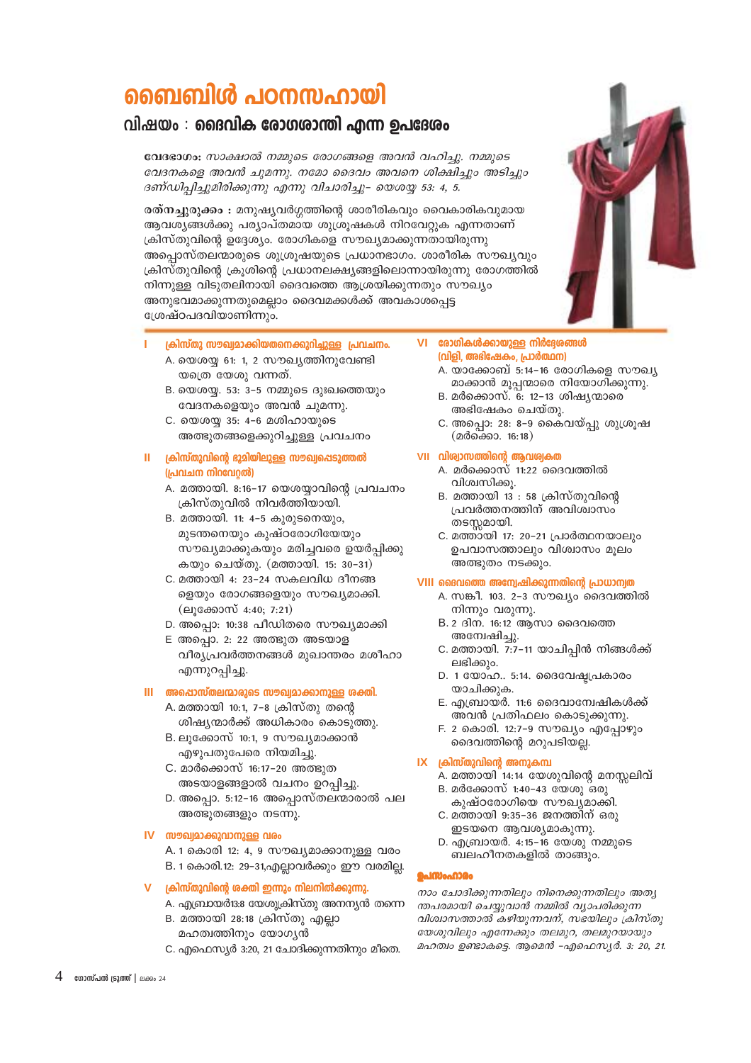# ബൈബിൾ പഠനസഹായി

## വിഷയം : ദൈവിക രോഗശാന്തി എന്ന ഉപദേശം

**വേദഭാഗം:** *സാക്ഷാൽ നമ്മുടെ രോഗങ്ങളെ അവൻ വഹിച്ചു. നമ്മുടെ വേദനകളെ അവൻ ചുമന്നു. നമോ ദൈവം അവനെ ശിക്ഷിച്ചും അടിച്ചും ദണ്ഡിപ്പിച്ചുമിരിക്കുന്നു എന്നു വിചാരിച്ചു- യെശയ്യ 53: 4, 5.*

**രത്നച്ചുരുക്കം :** മനുഷ്യവർഗ്ഗത്തിന്റെ ശാരീരികവും വൈകാരികവുമായ ആവശ്യങ്ങൾക്കു പര്യാപ്തമായ ശുശ്രൂഷകൾ നിറവേറ്റുക എന്നതാണ് ക്രിസ്തുവിന്റെ ഉദ്ദേശ്യം. രോഗികളെ സൗഖ്യമാക്കുന്നതായിരുന്നു അപ്പൊസ്തലന്മാരുടെ ശുശ്രൂഷയുടെ പ്രധാനഭാഗം. ശാരീരിക സൗഖ്യവും ക്രിസ്തുവിന്റെ ക്രൂശിന്റെ പ്രധാനലക്ഷ്യങ്ങളിലൊന്നായിരുന്നു രോഗത്തിൽ നിന്നുള്ള വിടുതലിനായി ദൈവത്തെ ആശ്രയിക്കുന്നതും സൗഖ്യം അനുഭവമാക്കുന്നതുമെല്ലാം ദൈവമക്കൾക്ക് അവകാശപ്പെട്ട ശ്രേഷ്ഠപദവിയാണിന്നും.

### I ക്രിസ്തു സൗഖ്യമാക്കിയതനെക്കുറിച്ചുള്ള പ്രവചനം.

A. യെശയ്യ 61: 1, 2 സൗഖ്യത്തിനുവേണ്ടി യത്രെ യേശു വന്നത്.

B. യെശയ്യ. 53: 3-5 നമ്മുടെ ദുഃഖത്തെയും വേദനകളെയും അവൻ ചുമന്നു.

C. യെശയ്യ 35: 4-6 മശിഹായുടെ അത്ഭുതങ്ങളെക്കുറിച്ചുള്ള പ്രവചനം

### II ക്രിസ്തുവിന്റെ ഭൂമിയിലുള്ള സൗഖ്യപ്പെടുത്തൽ (പ്രവചന നിറവേറ്റൽ)

A. മത്തായി. 8:16-17 യെശയ്യാവിന്റെ പ്രവചനം ക്രിസ്തുവിൽ നിവർത്തിയായി.

B. മത്തായി. 11: 4-5 കുരുടനെയും, മുടന്തനെയും കുഷ്ഠരോഗിയേയും സൗഖ്യമാക്കുകയും മരിച്ചവരെ ഉയർപ്പിക്കു കയും ചെയ്തു. (മത്തായി. 15: 30-31)

C. മത്തായി 4: 23-24 സകലവിധ ദീനങ്ങ ളെയും രോഗങ്ങളെയും സൗഖ്യമാക്കി. (ലൂക്കോസ് 4:40; 7:21)

D. അപ്പൊ: 10:38 പീഡിതരെ സൗഖ്യമാക്കി

E അപ്പൊ. 2: 22 അത്ഭുത അടയാള വീര്യപ്രവർത്തനങ്ങൾ മുഖാന്തരം മശീഹാ എന്നുറപ്പിച്ചു.

### III അപ്പൊസ്തലന്മാരുടെ സൗഖ്യമാക്കാനുള്ള ശക്തി.

A. മത്തായി 10:1, 7-8 ക്രിസ്തു തന്റെ ശിഷ്യന്മാർക്ക് അധികാരം കൊടുത്തു.

B. ലൂക്കോസ് 10:1, 9 സൗഖ്യമാക്കാൻ എഴുപതുപേരെ നിയമിച്ചു.

C. മാർക്കൊസ് 16:17-20 അത്ഭുത അടയാളങ്ങളാൽ വചനം ഉറപ്പിച്ചു.

D. അപ്പൊ. 5:12-16 അപ്പൊസ്തലന്മാരാൽ പല അത്ഭുതങ്ങളും നടന്നു.

### IV സൗഖ്യമാക്കുവാനുള്ള വരം

A. 1 കൊരി 12: 4, 9 സൗഖ്യമാക്കാനുള്ള വരം

B. 1 കൊരി.12: 29-31,എല്ലാവർക്കും ഈ വരമില്ല.

### V ക്രിസ്തുവിന്റെ ശക്തി ഇന്നും നിലനിൽക്കുന്നു.

A. എബ്രായർ13:8 യേശുക്രിസ്തു അനന്യൻ തന്നെ

B. മത്തായി 28:18 ക്രിസ്തു എല്ലാ മഹത്വത്തിനും യോഗ്യൻ

C. എഫെസ്യർ 3:20, 21 ചോദിക്കുന്നതിനും മീതെ.

### VI രോഗികൾക്കായുള്ള നിർദ്ദേശങ്ങൾ (വിളി, അഭിഷേകം, പ്രാർത്ഥന)

A. യാക്കോബ് 5:14-16 രോഗികളെ സൗഖ്യ മാക്കാൻ മൂപ്പന്മാരെ നിയോഗിക്കുന്നു.

B. മർക്കൊസ്. 6: 12-13 ശിഷ്യന്മാരെ അഭിഷേകം ചെയ്തു.

C. അപ്പൊ: 28: 8-9 കൈവയ്പ്പു ശുശ്രൂഷ (മർക്കൊ. 16:18)

### VII വിശ്വാസത്തിന്റെ ആവശ്യകത

A. മർക്കൊസ് 11:22 ദൈവത്തിൽ വിശ്വസിക്കു.

B. മത്തായി 13 : 58 ക്രിസ്തുവിന്റെ പ്രവർത്തനത്തിന് അവിശ്വാസം തടസ്സമായി.

C. മത്തായി 17: 20-21 പ്രാർത്ഥനയാലും ഉപവാസത്താലും വിശ്വാസം മൂലം അത്ഭുതം നടക്കും.

### VIII ദൈവത്തെ അന്വേഷിക്കുന്നതിന്റെ പ്രാധാന്യത

A. സങ്കീ. 103. 2-3 സൗഖ്യം ദൈവത്തിൽ നിന്നും വരുന്നു.

B. 2 ദിന. 16:12 ആസാ ദൈവത്തെ അന്വേഷിച്ചു.

C. മത്തായി. 7:7-11 യാചിപ്പിൻ നിങ്ങൾക്ക് ലഭിക്കും.

D. 1 യോഹ.. 5:14. ദൈവേഷ്ടപ്രകാരം യാചിക്കുക.

E. എബ്രായർ. 11:6 ദൈവാന്വേഷികൾക്ക് അവൻ പ്രതിഫലം കൊടുക്കുന്നു.

F. 2 കൊരി. 12:7-9 സൗഖ്യം എപ്പോഴും ദൈവത്തിന്റെ മറുപടിയല്ല.

### IX ക്രിസ്തുവിന്റെ അനുകമ്പ

A. മത്തായി 14:14 യേശുവിന്റെ മനസ്സലിവ്

B. മർക്കോസ് 1:40-43 യേശു ഒരു കുഷ്ഠരോഗിയെ സൗഖ്യമാക്കി.

C. മത്തായി 9:35-36 ജനത്തിന് ഒരു ഇടയനെ ആവശ്യമാകുന്നു.

D. എബ്രായർ. 4:15-16 യേശു നമ്മുടെ ബലഹീനതകളിൽ താങ്ങും.

### ഉപസംഹാരം

*നാം ചോദിക്കുന്നതിലും നിനെക്കുന്നതിലും അത്യ ന്തപരമായി ചെയ്യുവാൻ നമ്മിൽ വ്യാപരിക്കുന്ന വിശ്വാസത്താൽ കഴിയുന്നവന്, സഭയിലും ക്രിസ്തു യേശുവിലും എന്നേക്കും തലമുറ, തലമുറയായും മഹത്വം ഉണ്ടാകട്ടെ. ആമെൻ -എഫെസ്യർ. 3: 20, 21.*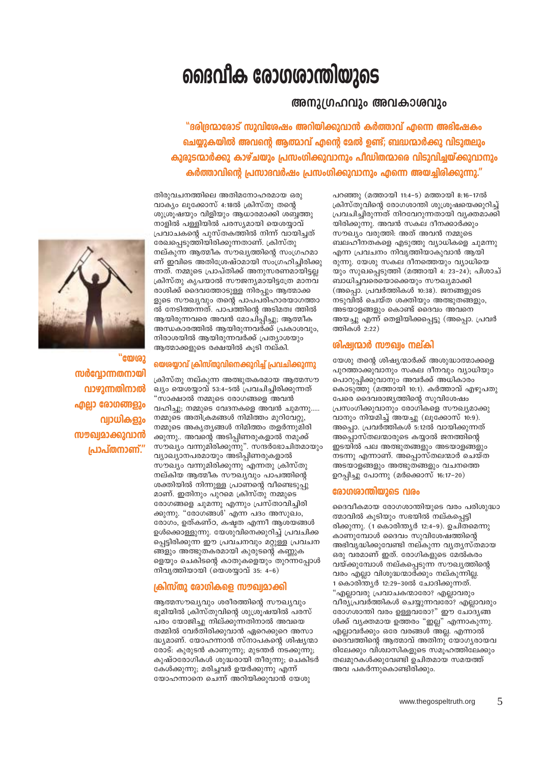# ദൈവീക രോഗശാന്തിയുടെ

## അനുഗ്രഹവും അവകാശവും

**"ദരിദ്രന്മാരോട് സുവിശേഷം അറിയിക്കുവാൻ കർത്താവ് എന്നെ അഭിഷേകം ചെയ്യുകയിൽ അവന്റെ ആത്മാവ് എന്റെ മേൽ ഉണ്ട്; ബദ്ധന്മാർക്കു വിടുതലും കുരുടന്മാർക്കു കാഴ്ചയും പ്രസംഗിക്കുവാനും പീഡിതന്മാരെ വിടുവിച്ചയ്ക്കുവാനും കർത്താവിന്റെ പ്രസാദവർഷം പ്രസംഗിക്കുവാനും എന്നെ അയച്ചിരിക്കുന്നു."**

**"യേശു സർവ്വോന്നതനായി വാഴുന്നതിനാൽ എല്ലാ രോഗങ്ങളും വ്യാധികളും സൗഖ്യമാക്കുവാൻ പ്രാപ്തനാണ്."**

തിരുവചനത്തിലെ അതിമനോഹരമായ ഒരു വാക്യം ലൂക്കോസ് 4:18ൽ ക്രിസ്തു തന്റെ ശുശ്രൂഷയും വിളിയും ആധാരമാക്കി ശബ്ബത്തു നാളിൽ പള്ളിയിൽ പരസ്യമായി യെശയ്യാവ് പ്രവാചകന്റെ പുസ്തകത്തിൽ നിന്ന് വായിച്ചത് രേഖപ്പെടുത്തിയിരിക്കുന്നതാണ്. ക്രിസ്തു നല്കുന്ന ആത്മീക സൗഖ്യത്തിന്റെ സംഗ്രഹമാണ് ഇവിടെ അതിശ്രേഷ്ഠമായി സംഗ്രഹിച്ചിരിക്കുന്നത്. നമ്മുടെ പ്രാപ്തിക്ക് അനുസരണമായിട്ടല്ല ക്രിസ്തു കൃപയാൽ സൗജന്യമായിട്ടത്രേ മാനവരാശിക്ക് ദൈവത്തോടുള്ള നിരപ്പും ആത്മാക്കളുടെ സൗഖ്യവും തന്റെ പാപപരിഹാരയാഗത്താൽ നേടിത്തന്നത്. പാപത്തിന്റെ അടിമത്വത്തിൽ ആയിരുന്നവരെ അവൻ മോചിപ്പിച്ചു; ആത്മീക അന്ധകാരത്തിൽ ആയിരുന്നവർക്ക് പ്രകാശവും, നിരാശയിൽ ആയിരുന്നവർക്ക് പ്രത്യാശയും ആത്മാക്കളുടെ രക്ഷയിൽ കൂടി നല്കി.

### യെശയ്യാവ് ക്രിസ്തുവിനെക്കുറിച്ച് പ്രവചിക്കുന്നു

ക്രിസ്തു നല്കുന്ന അത്ഭുതകരമായ ആത്മസൗഖ്യം യെശയ്യാവ് 53:4-5ൽ പ്രവചിച്ചിരിക്കുന്നത് "സാക്ഷാൽ നമ്മുടെ രോഗങ്ങളെ അവൻ വഹിച്ചു; നമ്മുടെ വേദനകളെ അവൻ ചുമന്നു..... നമ്മുടെ അതിക്രമങ്ങൾ നിമിത്തം മുറിവേറ്റു, നമ്മുടെ അകൃത്യങ്ങൾ നിമിത്തം തളർന്നുമിരിക്കുന്നു.. അവന്റെ അടിപ്പിണരുകളാൽ നമുക്ക് സൗഖ്യം വന്നുമിരിക്കുന്നു". സന്ദർഭോചിതമായും വ്യാഖ്യാനപരമായും അടിപ്പിണരുകളാൽ സൗഖ്യം വന്നുമിരിക്കുന്നു എന്നതു ക്രിസ്തു നല്കിയ ആത്മീക സൗഖ്യവും പാപത്തിന്റെ ശക്തിയിൽ നിന്നുള്ള പ്രാണന്റെ വീണ്ടെടുപ്പുമാണ്. ഇതിനും പുറമെ ക്രിസ്തു നമ്മുടെ രോഗങ്ങളെ ചുമന്നു എന്നും പ്രസ്താവിച്ചിരിക്കുന്നു. "രോഗങ്ങൾ' എന്ന പദം അസുഖം, രോഗം, ഉത്കണ്ഠ, കഷ്ടത എന്നീ ആശയങ്ങൾ ഉൾക്കൊള്ളുന്നു. യേശുവിനെക്കുറിച്ച് പ്രവചിക്കപ്പെട്ടിരിക്കുന്ന ഈ പ്രവചനവും മറ്റുള്ള പ്രവചനങ്ങളും അത്ഭുതകരമായി കുരുടന്റെ കണ്ണുകളെയും ചെകിടന്റെ കാതുകളെയും തുറന്നപ്പോൾ നിവൃത്തിയായി (യെശയ്യാവ് 35: 4-6)

### ക്രിസ്തു രോഗികളെ സൗഖ്യമാക്കി

ആത്മസൗഖ്യവും ശരീരത്തിന്റെ സൗഖ്യവും ഭൂമിയിൽ ക്രിസ്തുവിന്റെ ശുശ്രൂഷയിൽ പരസ്പരം യോജിച്ചു നില്ക്കുന്നതിനാൽ അവയെ തമ്മിൽ വേർതിരിക്കുവാൻ ഏറെക്കുറെ അസാദ്ധ്യമാണ്. യോഹന്നാൻ സ്നാപകന്റെ ശിഷ്യന്മാരോട്: കുരുടൻ കാണുന്നു; മുടന്തർ നടക്കുന്നു; കുഷ്ഠരോഗികൾ ശുദ്ധരായി തീരുന്നു; ചെകിടർ കേൾക്കുന്നു; മരിച്ചവർ ഉയർക്കുന്നു എന്ന് യോഹന്നാനെ ചെന്ന് അറിയിക്കുവാൻ യേശു പറഞ്ഞു (മത്തായി 11:4-5) മത്തായി 8:16-17ൽ ക്രിസ്തുവിന്റെ രോഗശാന്തി ശുശ്രൂഷയെക്കുറിച്ച് പ്രവചിച്ചിരുന്നത് നിറവേറുന്നതായി വ്യക്തമാക്കിയിരിക്കുന്നു. അവൻ സകല ദീനക്കാർക്കും സൗഖ്യം വരുത്തി: അത് അവൻ നമ്മുടെ ബലഹീനതകളെ എടുത്തു വ്യാധികളെ ചുമന്നു എന്ന പ്രവചനം നിവൃത്തിയാകുവാൻ ആയിരുന്നു. യേശു സകല ദീനത്തെയും വ്യാധിയെയും സുഖപ്പെടുത്തി (മത്തായി 4: 23-24); പിശാച് ബാധിച്ചവരെയൊക്കെയും സൗഖ്യമാക്കി (അപ്പൊ. പ്രവർത്തികൾ 10:38). ജനങ്ങളുടെ നടുവിൽ ചെയ്ത ശക്തിയും അത്ഭുതങ്ങളും, അടയാളങ്ങളും കൊണ്ട് ദൈവം അവനെ അയച്ചു എന്ന് തെളിയിക്കപ്പെട്ടു (അപ്പൊ. പ്രവർത്തികൾ 2:22)

### ശിഷ്യന്മാർ സൗഖ്യം നല്കി

യേശു തന്റെ ശിഷ്യന്മാർക്ക് അശുദ്ധാത്മാക്കളെ പുറത്താക്കുവാനും സകല ദീനവും വ്യാധിയും പൊറുപ്പിക്കുവാനും അവർക്ക് അധികാരം കൊടുത്തു (മത്തായി 10:1). കർത്താവ് എഴുപതു പേരെ ദൈവരാജ്യത്തിന്റെ സുവിശേഷം പ്രസംഗിക്കുവാനും രോഗികളെ സൗഖ്യമാക്കുവാനും നിയമിച്ച് അയച്ചു (ലൂക്കോസ് 10:9). അപ്പൊ. പ്രവർത്തികൾ 5:12ൽ വായിക്കുന്നത് അപ്പൊസ്തലന്മാരുടെ കയ്യാൽ ജനത്തിന്റെ ഇടയിൽ പല അത്ഭുതങ്ങളും അടയാളങ്ങളും നടന്നു എന്നാണ്. അപ്പൊസ്തലന്മാർ ചെയ്ത അടയാളങ്ങളും അത്ഭുതങ്ങളും വചനത്തെ ഉറപ്പിച്ചു പോന്നു (മർക്കൊസ് 16:17-20)

### രോഗശാന്തിയുടെ വരം

ദൈവീകമായ രോഗശാന്തിയുടെ വരം പരിശുദ്ധാത്മാവിൽ കൂടിയും സഭയിൽ നല്കപ്പെട്ടിരിക്കുന്നു. (1 കൊരിന്ത്യർ 12:4-9). ഉചിതമെന്നു കാണുമ്പോൾ ദൈവം സുവിശേഷത്തിന്റെ അഭിവൃദ്ധിക്കുവേണ്ടി നല്കുന്ന വ്യത്യസ്തമായ ഒരു വരമാണ് ഇത്. രോഗികളുടെ മേൽകരം വയ്ക്കുമ്പോൾ നല്കപ്പെടുന്ന സൗഖ്യത്തിന്റെ വരം എല്ലാ വിശുദ്ധന്മാർക്കും നല്കുന്നില്ല. 1 കൊരിന്ത്യർ 12:29-30ൽ ചോദിക്കുന്നത്. "എല്ലാവരു പ്രവാചകന്മാരോ? എല്ലാവരും വീര്യപ്രവർത്തികൾ ചെയ്യുന്നവരോ? എല്ലാവരും രോഗശാന്തി വരം ഉള്ളവരോ?" ഈ ചോദ്യങ്ങൾക്ക് വ്യക്തമായ ഉത്തരം "ഇല്ല" എന്നാകുന്നു. എല്ലാവർക്കും ഒരേ വരങ്ങൾ അല്ല. എന്നാൽ ദൈവത്തിന്റെ ആത്മാവ് അതിനു യോഗ്യരായവരിലേക്കും വിശ്വാസികളുടെ സമൂഹത്തിലേക്കും തലമുറകൾക്കുവേണ്ടി ഉചിതമായ സമയത്ത് അവ പകർന്നുകൊണ്ടിരിക്കും.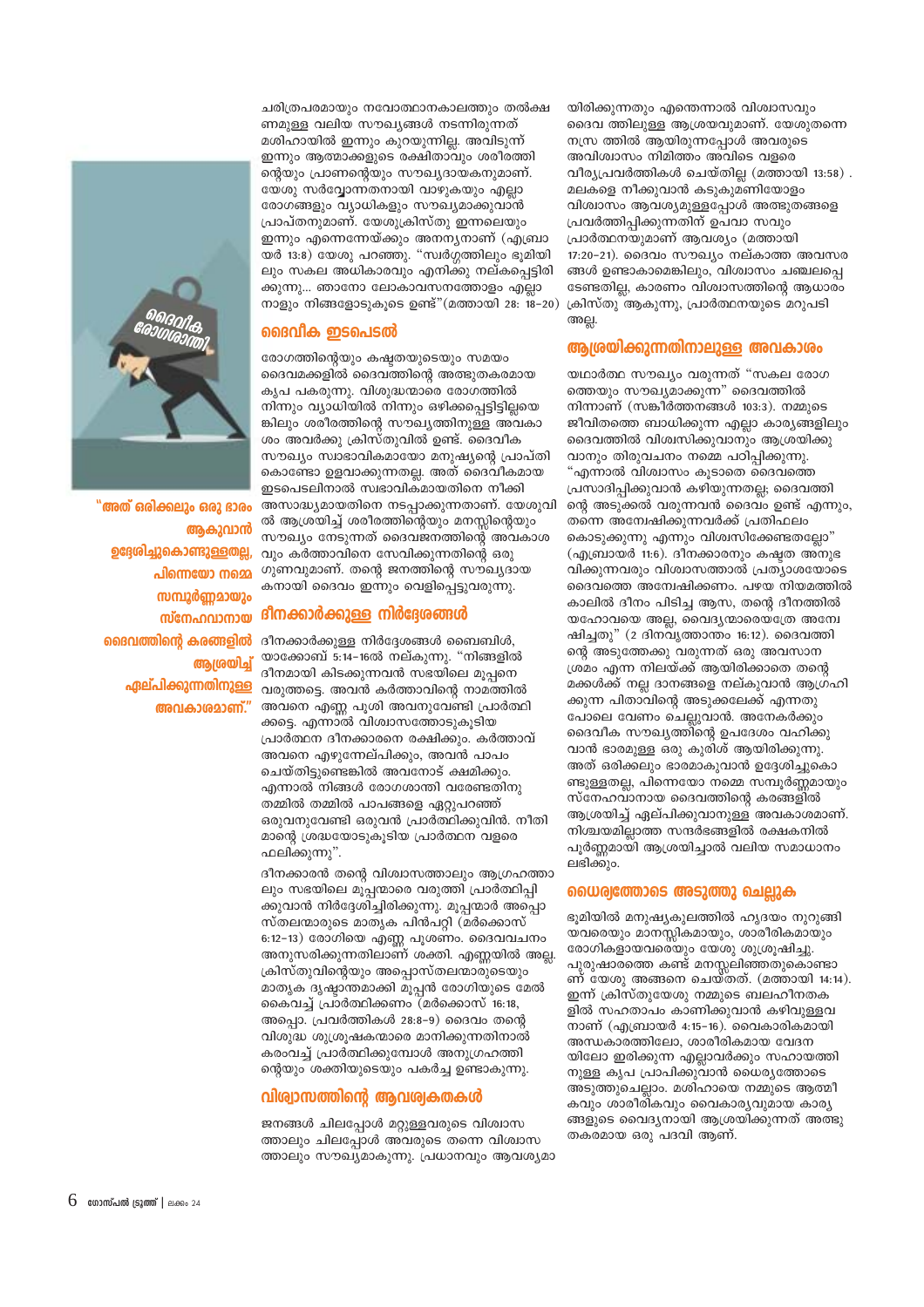ചരിത്രപരമായും നവോത്ഥാനകാലത്തും തൽക്ഷണമുള്ള വലിയ സൗഖ്യങ്ങൾ നടന്നിരുന്നത് മശിഹായിൽ ഇന്നും കുറയുന്നില്ല. അവിടുന്ന് ഇന്നും ആത്മാക്കളുടെ രക്ഷിതാവും ശരീരത്തിന്റെയും പ്രാണന്റെയും സൗഖ്യദായകനുമാണ്. യേശു സർവ്വോന്നതനായി വാഴുകയും എല്ലാ രോഗങ്ങളും വ്യാധികളും സൗഖ്യമാക്കുവാൻ പ്രാപ്തനുമാണ്. യേശുക്രിസ്തു ഇന്നലെയും ഇന്നും എന്നെന്നേയ്ക്കും അനന്യനാണ് (എബ്രായർ 13:8) യേശു പറഞ്ഞു. "സ്വർഗ്ഗത്തിലും ഭൂമിയിലും സകല അധികാരവും എനിക്കു നല്കപ്പെട്ടിരിക്കുന്നു... ഞാനോ ലോകാവസനത്തോളം എല്ലാ നാളും നിങ്ങളോടുകൂടെ ഉണ്ട്"(മത്തായി 28: 18–20)

## ദൈവീക ഇടപെടൽ

രോഗത്തിന്റെയും കഷ്ടതയുടെയും സമയം ദൈവമക്കളിൽ ദൈവത്തിന്റെ അത്ഭുതകരമായ കൃപ പകരുന്നു. വിശുദ്ധന്മാരെ രോഗത്തിൽ നിന്നും വ്യാധിയിൽ നിന്നും ഒഴിക്കപ്പെട്ടിട്ടില്ലയെങ്കിലും ശരീരത്തിന്റെ സൗഖ്യത്തിനുള്ള അവകാശം അവർക്കു ക്രിസ്തുവിൽ ഉണ്ട്. ദൈവീക സൗഖ്യം സ്വാഭാവികമായോ മനുഷ്യന്റെ പ്രാപ്തി കൊണ്ടോ ഉളവാക്കുന്നതല്ല. അത് ദൈവീകമായ ഇടപെടലിനാൽ സ്വാഭാവികമായതിനെ നീക്കി അസാദ്ധ്യമായതിനെ നടപ്പാക്കുന്നതാണ്. യേശുവിൽ ആശ്രയിച്ച് ശരീരത്തിന്റെയും മനസ്സിന്റെയും സൗഖ്യം നേടുന്നത് ദൈവജനത്തിന്റെ അവകാശവും കർത്താവിനെ സേവിക്കുന്നതിന്റെ ഒരു ഗുണവുമാണ്. തന്റെ ജനത്തിന്റെ സൗഖ്യദായകനായി ദൈവം ഇന്നും വെളിപ്പെട്ടുവരുന്നു.

> "അത് ഒരിക്കലും ഒരു ഭാരം ആകുവാൻ ഉദ്ദേശിച്ചുകൊണ്ടുള്ളതല്ല, പിന്നെയോ നമ്മെ സമ്പൂർണ്ണമായും സ്നേഹവാനായ ദൈവത്തിന്റെ കരങ്ങളിൽ ആശ്രയിച്ച് ഏല്പിക്കുന്നതിനുള്ള അവകാശമാണ്."

## ദീനക്കാർക്കുള്ള നിർദ്ദേശങ്ങൾ

ദീനക്കാർക്കുള്ള നിർദ്ദേശങ്ങൾ ബൈബിൾ, യാക്കോബ് 5:14–16ൽ നല്കുന്നു. "നിങ്ങളിൽ ദീനമായി കിടക്കുന്നവൻ സഭയിലെ മൂപ്പനെ വരുത്തട്ടെ. അവൻ കർത്താവിന്റെ നാമത്തിൽ അവനെ എണ്ണ പൂശി അവനുവേണ്ടി പ്രാർത്ഥിക്കട്ടെ. എന്നാൽ വിശ്വാസത്തോടുകൂടിയ പ്രാർത്ഥന ദീനക്കാരനെ രക്ഷിക്കും. കർത്താവ് അവനെ എഴുന്നേല്പിക്കും, അവൻ പാപം ചെയ്തിട്ടുണ്ടെങ്കിൽ അവനോട് ക്ഷമിക്കും. എന്നാൽ നിങ്ങൾ രോഗശാന്തി വരേണ്ടതിനു തമ്മിൽ തമ്മിൽ പാപങ്ങളെ ഏറ്റുപറഞ്ഞ് ഒരുവനുവേണ്ടി ഒരുവൻ പ്രാർത്ഥിക്കുവിൻ. നീതിമാന്റെ ശ്രദ്ധയോടുകൂടിയ പ്രാർത്ഥന വളരെ ഫലിക്കുന്നു".

ദീനക്കാരൻ തന്റെ വിശ്വാസത്താലും ആഗ്രഹത്താലും സഭയിലെ മൂപ്പന്മാരെ വരുത്തി പ്രാർത്ഥിപ്പിക്കുവാൻ നിർദ്ദേശിച്ചിരിക്കുന്നു. മൂപ്പന്മാർ അപ്പൊസ്തലന്മാരുടെ മാതൃക പിൻപറ്റി (മർക്കൊസ് 6:12–13) രോഗിയെ എണ്ണ പൂശണം. ദൈവവചനം അനുസരിക്കുന്നതിലാണ് ശക്തി. എണ്ണയിൽ അല്ല. ക്രിസ്തുവിന്റെയും അപ്പൊസ്തലന്മാരുടെയും മാതൃക ദൃഷ്ടാന്തമാക്കി മൂപ്പൻ രോഗിയുടെ മേൽ കൈവച്ച് പ്രാർത്ഥിക്കണം (മർക്കൊസ് 16:18, അപ്പൊ. പ്രവർത്തികൾ 28:8–9) ദൈവം തന്റെ വിശുദ്ധ ശുശ്രൂഷകന്മാരെ മാനിക്കുന്നതിനാൽ കരംവച്ച് പ്രാർത്ഥിക്കുമ്പോൾ അനുഗ്രഹത്തിന്റെയും ശക്തിയുടെയും പകർച്ച ഉണ്ടാകുന്നു.

## വിശ്വാസത്തിന്റെ ആവശ്യകതകൾ

ജനങ്ങൾ ചിലപ്പോൾ മറ്റുള്ളവരുടെ വിശ്വാസത്താലും ചിലപ്പോൾ അവരുടെ തന്നെ വിശ്വാസത്താലും സൗഖ്യമാകുന്നു. പ്രധാനവും ആവശ്യമായിരിക്കുന്നതും എന്തെന്നാൽ വിശ്വാസവും ദൈവ ത്തിലുള്ള ആശ്രയവുമാണ്. യേശുതന്നെ നസ്ര ത്തിൽ ആയിരുന്നപ്പോൾ അവരുടെ അവിശ്വാസം നിമിത്തം അവിടെ വളരെ വീര്യപ്രവർത്തികൾ ചെയ്തില്ല (മത്തായി 13:58) . മലകളെ നീക്കുവാൻ കടുകുമണിയോളം വിശ്വാസം ആവശ്യമുള്ളപ്പോൾ അത്ഭുതങ്ങളെ പ്രവർത്തിപ്പിക്കുന്നതിന് ഉപവാ സവും പ്രാർത്ഥനയുമാണ് ആവശ്യം (മത്തായി 17:20–21). ദൈവം സൗഖ്യം നല്കാത്ത അവസരങ്ങൾ ഉണ്ടാകാമെങ്കിലും, വിശ്വാസം ചഞ്ചലപ്പെടേണ്ടതില്ല, കാരണം വിശ്വാസത്തിന്റെ ആധാരം ക്രിസ്തു ആകുന്നു, പ്രാർത്ഥനയുടെ മറുപടി അല്ല.

## ആശ്രയിക്കുന്നതിനാലുള്ള അവകാശം

യഥാർത്ഥ സൗഖ്യം വരുന്നത് "സകല രോഗത്തെയും സൗഖ്യമാക്കുന്ന" ദൈവത്തിൽ നിന്നാണ് (സങ്കീർത്തനങ്ങൾ 103:3). നമ്മുടെ ജീവിതത്തെ ബാധിക്കുന്ന എല്ലാ കാര്യങ്ങളിലും ദൈവത്തിൽ വിശ്വസിക്കുവാനും ആശ്രയിക്കുവാനും തിരുവചനം നമ്മെ പഠിപ്പിക്കുന്നു. "എന്നാൽ വിശ്വാസം കൂടാതെ ദൈവത്തെ പ്രസാദിപ്പിക്കുവാൻ കഴിയുന്നതല്ല; ദൈവത്തിന്റെ അടുക്കൽ വരുന്നവൻ ദൈവം ഉണ്ട് എന്നും, തന്നെ അന്വേഷിക്കുന്നവർക്ക് പ്രതിഫലം കൊടുക്കുന്നു എന്നും വിശ്വസിക്കേണ്ടതല്ലോ" (എബ്രായർ 11:6). ദീനക്കാരനും കഷ്ടത അനുഭവിക്കുന്നവരും വിശ്വാസത്താൽ പ്രത്യാശയോടെ ദൈവത്തെ അന്വേഷിക്കണം. പഴയ നിയമത്തിൽ കാലിൽ ദീനം പിടിച്ച ആസ, തന്റെ ദീനത്തിൽ യഹോവയെ അല്ല, വൈദ്യന്മാരെയത്രേ അന്വേഷിച്ചതു" (2 ദിനവൃത്താന്തം 16:12). ദൈവത്തിന്റെ അടുത്തേക്കു വരുന്നത് ഒരു അവസാന ശ്രമം എന്ന നിലയ്ക്ക് ആയിരിക്കാതെ തന്റെ മക്കൾക്ക് നല്ല ദാനങ്ങളെ നല്കുവാൻ ആഗ്രഹിക്കുന്ന പിതാവിന്റെ അടുക്കലേക്ക് എന്നതു പോലെ വേണം ചെല്ലുവാൻ. അനേകർക്കും ദൈവീക സൗഖ്യത്തിന്റെ ഉപദേശം വഹിക്കുവാൻ ഭാരമുള്ള ഒരു കുരിശ് ആയിരിക്കുന്നു. അത് ഒരിക്കലും ഭാരമാകുവാൻ ഉദ്ദേശിച്ചുകൊണ്ടുള്ളതല്ല, പിന്നെയോ നമ്മെ സമ്പൂർണ്ണമായും സ്നേഹവാനായ ദൈവത്തിന്റെ കരങ്ങളിൽ ആശ്രയിച്ച് ഏല്പിക്കുവാനുള്ള അവകാശമാണ്. നിശ്ചയമില്ലാത്ത സന്ദർഭങ്ങളിൽ രക്ഷകനിൽ പൂർണ്ണമായി ആശ്രയിച്ചാൽ വലിയ സമാധാനം ലഭിക്കും.

## ധൈര്യത്തോടെ അടുത്തു ചെല്ലുക

ഭൂമിയിൽ മനുഷ്യകുലത്തിൽ ഹൃദയം നുറുങ്ങിയവരെയും മാനസ്സികമായും, ശാരീരികമായും രോഗികളായവരെയും യേശു ശുശ്രൂഷിച്ചു. പുരുഷാരത്തെ കണ്ട് മനസ്സലിഞ്ഞതുകൊണ്ടാണ് യേശു അങ്ങനെ ചെയ്തത്. (മത്തായി 14:14). ഇന്ന് ക്രിസ്തുയേശു നമ്മുടെ ബലഹീനതകളിൽ സഹതാപം കാണിക്കുവാൻ കഴിവുള്ളവനാണ് (എബ്രായർ 4:15–16). വൈകാരികമായി അന്ധകാരത്തിലോ, ശാരീരികമായ വേദനയിലോ ഇരിക്കുന്ന എല്ലാവർക്കും സഹായത്തിനുള്ള കൃപ പ്രാപിക്കുവാൻ ധൈര്യത്തോടെ അടുത്തുചെല്ലാം. മശിഹായെ നമ്മുടെ ആത്മീകവും ശാരീരികവും വൈകാര്യവുമായ കാര്യങ്ങളുടെ വൈദ്യനായി ആശ്രയിക്കുന്നത് അത്ഭുതകരമായ ഒരു പദവി ആണ്.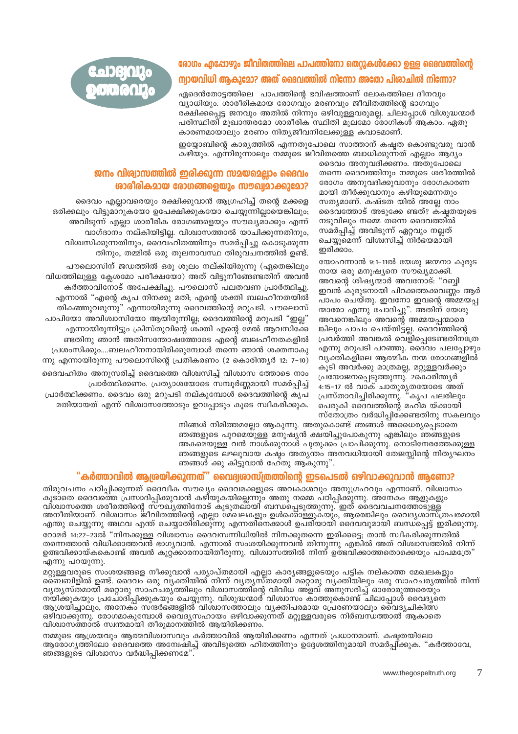# ചോദ്യവും ഉത്തരവും

## രോഗം എപ്പോഴും ജീവിതത്തിലെ പാപത്തിനോ തെറ്റുകൾക്കോ ഉള്ള ദൈവത്തിന്റെ ന്യായവിധി ആകുമോ? അത് ദൈവത്തിൽ നിന്നോ അതോ പിശാചിൽ നിന്നോ?

ഏദെൻതോട്ടത്തിലെ പാപത്തിന്റെ ഭവിഷത്താണ് ലോകത്തിലെ ദീനവും വ്യാധിയും. ശാരീരികമായ രോഗവും മരണവും ജീവിതത്തിന്റെ ഭാഗവും രക്ഷിക്കപ്പെട്ട ജനവും അതിൽ നിന്നും ഒഴിവുള്ളവരുമല്ല. ചിലപ്പോൾ വിശുദ്ധന്മാർ പരിസ്ഥിതി മുഖാന്തരമോ ശാരീരിക സ്ഥിതി മൂലമോ രോഗികൾ ആകാം. ഏതു കാരണമായാലും മരണം നിത്യജീവനിലേക്കുള്ള കവാടമാണ്.

ഇയ്യോബിന്റെ കാര്യത്തിൽ എന്നതുപോലെ സാത്താന് കഷ്ടത കൊണ്ടുവരു വാൻ കഴിയും. എന്നിരുന്നാലും നമ്മുടെ ജീവിതത്തെ ബാധിക്കുന്നത് എല്ലാം ആദ്യം ദൈവം അനുവദിക്കണം. അതുപോലെ തന്നെ ദൈവത്തിനും നമ്മുടെ ശരീരത്തിൽ രോഗം അനുവദിക്കുവാനും രോഗകാരണ മായി തീർക്കുവാനും കഴിയുമെന്നതും സത്യമാണ്. കഷ്ടത യിൽ അല്ലേ നാം ദൈവത്തോട് അടുക്കേ ണ്ടത്? കഷ്ടതയുടെ നടുവിലും നമ്മെ തന്നെ ദൈവത്തിൽ സമർപ്പിച്ച് അവിടുന്ന് ഏറ്റവും നല്ലത് ചെയ്യുമെന്ന് വിശ്വസിച്ച് നിർഭയമായി ഇരിക്കാം.

യോഹന്നാൻ 9:1–11ൽ യേശു ജന്മനാ കുരുട നായ ഒരു മനുഷ്യനെ സൗഖ്യമാക്കി. അവന്റെ ശിഷ്യന്മാർ അവനോട്: "റബ്ബി ഇവൻ കുരുടനായി പിറക്കത്തക്കവണ്ണം ആർ പാപം ചെയ്തു. ഇവനോ ഇവന്റെ അമ്മയപ്പ ന്മാരോ എന്നു ചോദിച്ചു". അതിന് യേശു അവനെങ്കിലും അവന്റെ അമ്മയപ്പന്മാരെ ങ്കിലും പാപം ചെയ്തിട്ടില്ല. ദൈവത്തിന്റെ പ്രവർത്തി അവങ്കൽ വെളിപ്പെടേണ്ടതിനത്രേ എന്നു മറുപടി പറഞ്ഞു. ദൈവം പലപ്പോഴും വ്യക്തികളിലെ ആത്മീക നന്മ രോഗങ്ങളിൽ കൂടി അവർക്കു മാത്രമല്ല, മറ്റുള്ളവർക്കും പ്രയോജനപ്പെടുത്തുന്നു. 2കൊരിന്ത്യർ 4:15–17 ൽ വാക് ചാതുര്യതയോടെ അത് പ്രസ്താവിച്ചിരിക്കുന്നു. "കൃപ പലരിലും പെരുകി ദൈവത്തിന്റെ മഹിമ യ്ക്കായി സ്തോത്രം വർദ്ധിപ്പിക്കേണ്ടതിനു സകലവും നിങ്ങൾ നിമിത്തമല്ലോ ആകുന്നു. അതുകൊണ്ട് ഞങ്ങൾ അധൈര്യപ്പെടാതെ ഞങ്ങളുടെ പുറമെയുള്ള മനുഷ്യൻ ക്ഷയിച്ചുപോകുന്നു എങ്കിലും ഞങ്ങളുടെ അകമെയുള്ള വൻ നാൾക്കുനാൾ പുതുക്കം പ്രാപിക്കുന്നു. നൊടിനേരത്തേക്കുള്ള ഞങ്ങളുടെ ലഘുവായ കഷ്ടം അത്യന്തം അനവധിയായി തേജസ്സിന്റെ നിത്യഘനം ഞങ്ങൾ ക്കു കിട്ടുവാൻ ഹേതു ആകുന്നു".

## ജനം വിശ്വാസത്തിൽ ഇരിക്കുന്ന സമയമെല്ലാം ദൈവം ശാരീരികമായ രോഗങ്ങളെയും സൗഖ്യമാക്കുമോ?

ദൈവം എല്ലാവരെയും രക്ഷിക്കുവാൻ ആഗ്രഹിച്ച് തന്റെ മക്കളെ ഒരിക്കലും വിട്ടുമാറുകയോ ഉപേക്ഷിക്കുകയോ ചെയ്യുന്നില്ലായെങ്കിലും; അവിടുന്ന് എല്ലാ ശാരീരിക രോഗങ്ങളെയും സൗഖ്യമാക്കും എന്ന് വാഗ്ദാനം നല്കിയിട്ടില്ല. വിശ്വാസത്താൽ യാചിക്കുന്നതിനും, വിശ്വസിക്കുന്നതിനും, ദൈവഹിതത്തിനും സമർപ്പിച്ചു കൊടുക്കുന്ന തിനും, തമ്മിൽ ഒരു തുലനാവസ്ഥ തിരുവചനത്തിൽ ഉണ്ട്.

പൗലൊസിന് ജഡത്തിൽ ഒരു ശൂലം നല്കിയിരുന്നു (ഏതെങ്കിലും വിധത്തിലുള്ള ക്ലേശമോ പരീക്ഷയോ) അത് വിട്ടുനീങ്ങേണ്ടതിന് അവൻ കർത്താവിനോട് അപേക്ഷിച്ചു. പൗലൊസ് പലതവണ പ്രാർത്ഥിച്ചു. എന്നാൽ "എന്റെ കൃപ നിനക്കു മതി; എന്റെ ശക്തി ബലഹീനതയിൽ തികഞ്ഞുവരുന്നു" എന്നായിരുന്നു ദൈവത്തിന്റെ മറുപടി. പൗലൊസ് പാപിയോ അവിശ്വാസിയോ ആയിരുന്നില്ല; ദൈവത്തിന്റെ മറുപടി "ഇല്ല" എന്നായിരുന്നിട്ടും ക്രിസ്തുവിന്റെ ശക്തി എന്റെ മേൽ ആവസിക്കേ ണ്ടതിനു ഞാൻ അതിസന്തോഷത്തോടെ എന്റെ ബലഹീനതകളിൽ പ്രശംസിക്കും....ബലഹീനനായിരിക്കുമ്പോൾ തന്നെ ഞാൻ ശക്തനാകു ന്നു എന്നായിരുന്നു പൗലൊസിന്റെ പ്രതികരണം (2 കൊരിന്ത്യർ 12: 7–10)

ദൈവഹിതം അനുസരിച്ച് ദൈവത്തെ വിശ്വസിച്ച് വിശ്വാസ ത്തോടെ നാം പ്രാർത്ഥിക്കണം. പ്രത്യാശയോടെ സമ്പൂർണ്ണമായി സമർപ്പിച്ച് പ്രാർത്ഥിക്കണം. ദൈവം ഒരു മറുപടി നല്കുമ്പോൾ ദൈവത്തിന്റെ കൃപ മതിയായത് എന്ന് വിശ്വാസത്തോടും ഉറപ്പോടും കൂടെ സ്വീകരിക്കുക.

## "കർത്താവിൽ ആശ്രയിക്കുന്നത്" വൈദ്യശാസ്ത്രത്തിന്റെ ഇടപെടൽ ഒഴിവാക്കുവാൻ ആണോ?

തിരുവചനം പഠിപ്പിക്കുന്നത് ദൈവീക സൗഖ്യം ദൈവമക്കളുടെ അവകാശവും അനുഗ്രഹവും എന്നാണ്. വിശ്വാസം കൂടാതെ ദൈവത്തെ പ്രസാദിപ്പിക്കുവാൻ കഴിയുകയില്ലെന്നും അതു നമ്മെ പഠിപ്പിക്കുന്നു. അനേകം ആളുകളും വിശ്വാസത്തെ ശരീരത്തിന്റെ സൗഖ്യത്തിനോട് കൂടുതലായി ബന്ധപ്പെടുത്തുന്നു. ഇത് ദൈവവചനത്തോടുള്ള അനീതിയാണ്. വിശ്വാസം ജീവിതത്തിന്റെ എല്ലാ മേഖലകളും ഉൾക്കൊള്ളുകയും, ആരെങ്കിലും വൈദ്യശാസ്ത്രപരമായി എന്തു ചെയ്യുന്നു അഥവ എന്ത് ചെയ്യാതിരിക്കുന്നു എന്നതിനെക്കാൾ ഉപരിയായി ദൈവവുമായി ബന്ധപ്പെട്ട് ഇരിക്കുന്നു.

റോമർ 14:22–23ൽ "നിനക്കുള്ള വിശ്വാസം ദൈവസന്നിധിയിൽ നിനക്കുതന്നെ ഇരിക്കട്ടെ; താൻ സ്വീകരിക്കുന്നതിൽ തന്നെത്താൻ വിധിക്കാത്തവൻ ഭാഗ്യവാൻ. എന്നാൽ സംശയിക്കുന്നവൻ തിന്നുന്നു എങ്കിൽ അത് വിശ്വാസത്തിൽ നിന്ന് ഉത്ഭവിക്കായ്കകൊണ്ട് അവൻ കുറ്റക്കാരനായിതീരുന്നു. വിശ്വാസത്തിൽ നിന്ന് ഉത്ഭവിക്കാത്തതൊക്കെയും പാപമത്രേ" എന്നു പറയുന്നു.

മറ്റുള്ളവരുടെ സംശയങ്ങളെ നീക്കുവാൻ പര്യാപ്തമായി എല്ലാ കാര്യങ്ങളുടെയും പട്ടിക നല്കാത്ത മേഖലകളും ബൈബിളിൽ ഉണ്ട്. ദൈവം ഒരു വ്യക്തിയിൽ നിന്ന് വ്യത്യസ്തമായി മറ്റൊരു വ്യക്തിയിലും ഒരു സാഹചര്യത്തിൽ നിന്ന് വ്യത്യസ്തമായി മറ്റൊരു സാഹചര്യത്തിലും വിശ്വാസത്തിന്റെ വിവിധ അളവ് അനുസരിച്ച് ഓരോരുത്തരെയും നയിക്കുകയും പ്രചോദിപ്പിക്കുകയും ചെയ്യുന്നു. വിശുദ്ധന്മാർ വിശ്വാസം കാത്തുകൊണ്ട് ചിലപ്പോൾ വൈദ്യനെ ആശ്രയിച്ചാലും, അനേകം സന്ദർഭങ്ങളിൽ വിശ്വാസത്താലും വ്യക്തിപരമായ പ്രേരണയാലും വൈദ്യചികിത്സ ഒഴിവാക്കുന്നു. രോഗമാകുമ്പോൾ വൈദ്യസഹായം ഒഴിവാക്കുന്നത് മറ്റുള്ളവരുടെ നിർബന്ധത്താൽ ആകാതെ വിശ്വാസത്താൽ സ്വന്തമായി തീരുമാനത്തിൽ ആയിരിക്കണം.

നമ്മുടെ ആശ്രയവും ആത്മവിശ്വാസവും കർത്താവിൽ ആയിരിക്കണം എന്നത് പ്രധാനമാണ്. കഷ്ടതയിലോ ആരോഗ്യത്തിലോ ദൈവത്തെ അന്വേഷിച്ച് അവിടുത്തെ ഹിതത്തിനും ഉദ്ദേശത്തിനുമായി സമർപ്പിക്കുക. "കർത്താവേ, ഞങ്ങളുടെ വിശ്വാസം വർദ്ധിപ്പിക്കേണമേ".

www.thegospeltruth.org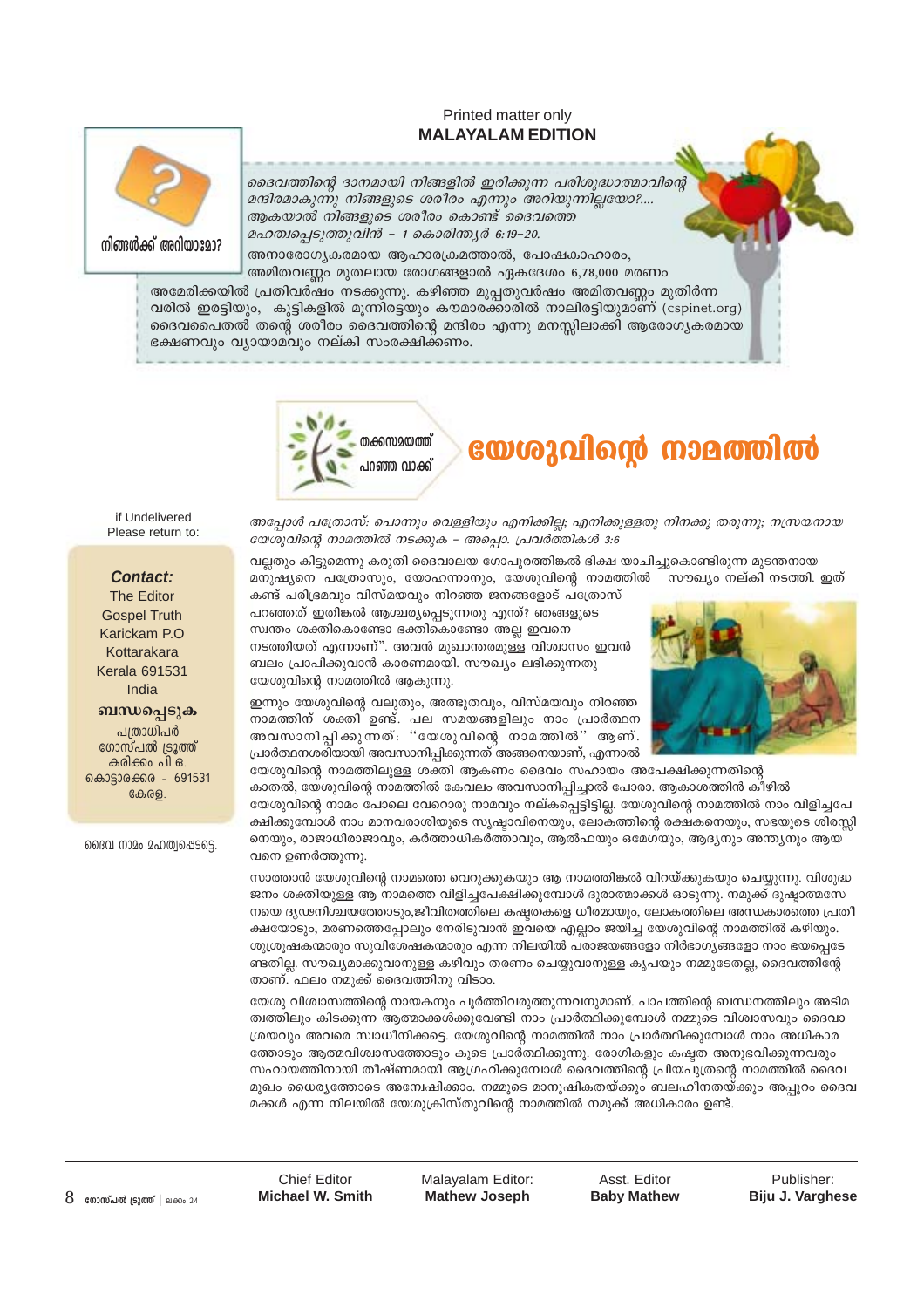Printed matter only
**MALAYALAM EDITION**

## നിങ്ങൾക്ക് അറിയാമോ?

*ദൈവത്തിന്റെ ദാനമായി നിങ്ങളിൽ ഇരിക്കുന്ന പരിശുദ്ധാത്മാവിന്റെ മന്ദിരമാകുന്നു നിങ്ങളുടെ ശരീരം എന്നും അറിയുന്നില്ലയോ?.... ആകയാൽ നിങ്ങളുടെ ശരീരം കൊണ്ട് ദൈവത്തെ മഹത്വപ്പെടുത്തുവിൻ - 1 കൊരിന്ത്യർ 6:19-20.*

അനാരോഗ്യകരമായ ആഹാരക്രമത്താൽ, പോഷകാഹാരം, അമിതവണ്ണം മുതലായ രോഗങ്ങളാൽ ഏകദേശം 6,78,000 മരണം അമേരിക്കയിൽ പ്രതിവർഷം നടക്കുന്നു. കഴിഞ്ഞ മുപ്പതുവർഷം അമിതവണ്ണം മുതിർന്നവരിൽ ഇരട്ടിയും, കുട്ടികളിൽ മൂന്നിരട്ടയും കൗമാരക്കാരിൽ നാലിരട്ടിയുമാണ് (cspinet.org) ദൈവപൈതൽ തന്റെ ശരീരം ദൈവത്തിന്റെ മന്ദിരം എന്നു മനസ്സിലാക്കി ആരോഗ്യകരമായ ഭക്ഷണവും വ്യായാമവും നല്കി സംരക്ഷിക്കണം.

തക്കസമയത്ത് പറഞ്ഞ വാക്ക്

# യേശുവിന്റെ നാമത്തിൽ

*അപ്പോൾ പത്രോസ്: പൊന്നും വെള്ളിയും എനിക്കില്ല; എനിക്കുള്ളതു നിനക്കു തരുന്നു; നസറയനായ യേശുവിന്റെ നാമത്തിൽ നടക്കുക - അപ്പൊ. പ്രവർത്തികൾ 3:6*

വല്ലതും കിട്ടുമെന്നു കരുതി ദൈവാലയ ഗോപുരത്തിങ്കൽ ഭിക്ഷ യാചിച്ചുകൊണ്ടിരുന്ന മുടന്തനായ മനുഷ്യനെ പത്രോസും, യോഹന്നാനും, യേശുവിന്റെ നാമത്തിൽ സൗഖ്യം നല്കി നടത്തി. ഇത് കണ്ട് പരിഭ്രമവും വിസ്മയവും നിറഞ്ഞ ജനങ്ങളോട് പത്രോസ് പറഞ്ഞത് ഇതിങ്കൽ ആശ്ചര്യപ്പെടുന്നതു എന്ത്? ഞങ്ങളുടെ സ്വന്തം ശക്തികൊണ്ടോ ഭക്തികൊണ്ടോ അല്ല ഇവനെ നടത്തിയത് എന്നാണ്". അവൻ മുഖാന്തരമുള്ള വിശ്വാസം ഇവൻ ബലം പ്രാപിക്കുവാൻ കാരണമായി. സൗഖ്യം ലഭിക്കുന്നതു യേശുവിന്റെ നാമത്തിൽ ആകുന്നു.

ഇന്നും യേശുവിന്റെ വലുതും, അത്ഭുതവും, വിസ്മയവും നിറഞ്ഞ നാമത്തിന് ശക്തി ഉണ്ട്. പല സമയങ്ങളിലും നാം പ്രാർത്ഥന അവസാനിപ്പിക്കുന്നത്: "യേശുവിന്റെ നാമത്തിൽ" ആണ്. പ്രാർത്ഥനശരിയായി അവസാനിപ്പിക്കുന്നത് അങ്ങനെയാണ്, എന്നാൽ യേശുവിന്റെ നാമത്തിലുള്ള ശക്തി ആകണം ദൈവ സഹായം അപേക്ഷിക്കുന്നതിന്റെ കാതൽ, യേശുവിന്റെ നാമത്തിൽ കേവലം അവസാനിപ്പിച്ചാൽ പോരാ. ആകാശത്തിൻ കീഴിൽ യേശുവിന്റെ നാമം പോലെ വേറൊരു നാമവും നല്കപ്പെട്ടിട്ടില്ല. യേശുവിന്റെ നാമത്തിൽ നാം വിളിച്ചപേക്ഷിക്കുമ്പോൾ നാം മാനവരാശിയുടെ സൃഷ്ടാവിനെയും, ലോകത്തിന്റെ രക്ഷകനെയും, സഭയുടെ ശിരസ്സിനെയും, രാജാധിരാജാവും, കർത്താധികർത്താവും, ആൽഫയും ഒമേഗയും, ആദ്യനും അന്ത്യനും ആയവനെ ഉണർത്തുന്നു.

സാത്താൻ യേശുവിന്റെ നാമത്തെ വെറുക്കുകയും ആ നാമത്തിങ്കൽ വിറയ്ക്കുകയും ചെയ്യുന്നു. വിശുദ്ധജനം ശക്തിയുള്ള ആ നാമത്തെ വിളിച്ചപേക്ഷിക്കുമ്പോൾ ദുരാത്മാക്കൾ ഓടുന്നു. നമുക്ക് ദുഷ്ടാത്മസേനയെ ദൃഢനിശ്ചയത്തോടും,ജീവിതത്തിലെ കഷ്ടതകളെ ധീരമായും, ലോകത്തിലെ അന്ധകാരത്തെ പ്രതീക്ഷയോടും, മരണത്തെപ്പോലും നേരിടുവാൻ ഇവയെ എല്ലാം ജയിച്ച യേശുവിന്റെ നാമത്തിൽ കഴിയും. ശുശ്രൂഷകന്മാരും സുവിശേഷകന്മാരും എന്ന നിലയിൽ പരാജയങ്ങളോ നിർഭാഗ്യങ്ങളോ നാം ഭയപ്പെടേണ്ടതില്ല. സൗഖ്യമാക്കുവാനുള്ള കഴിവും തരണം ചെയ്യുവാനുള്ള കൃപയും നമ്മുടേതല്ല, ദൈവത്തിന്റേതാണ്. ഫലം നമുക്ക് ദൈവത്തിനു വിടാം.

യേശു വിശ്വാസത്തിന്റെ നായകനും പൂർത്തിവരുത്തുന്നവനുമാണ്. പാപത്തിന്റെ ബന്ധനത്തിലും അടിമത്വത്തിലും കിടക്കുന്ന ആത്മാക്കൾക്കുവേണ്ടി നാം പ്രാർത്ഥിക്കുമ്പോൾ നമ്മുടെ വിശ്വാസവും ദൈവാശ്രയവും അവരെ സ്വാധീനിക്കട്ടെ. യേശുവിന്റെ നാമത്തിൽ നാം പ്രാർത്ഥിക്കുമ്പോൾ നാം അധികാരത്തോടും ആത്മവിശ്വാസത്തോടും കൂടെ പ്രാർത്ഥിക്കുന്നു. രോഗികളും കഷ്ടത അനുഭവിക്കുന്നവരും സഹായത്തിനായി തീഷ്ണമായി ആഗ്രഹിക്കുമ്പോൾ ദൈവത്തിന്റെ പ്രിയപുത്രന്റെ നാമത്തിൽ ദൈവമുഖം ധൈര്യത്തോടെ അന്വേഷിക്കാം. നമ്മുടെ മാനുഷികതയ്ക്കും ബലഹീനതയ്ക്കും അപ്പുറം ദൈവമക്കൾ എന്ന നിലയിൽ യേശുക്രിസ്തുവിന്റെ നാമത്തിൽ നമുക്ക് അധികാരം ഉണ്ട്.

if Undelivered
Please return to:

**Contact:**
The Editor
Gospel Truth
Karickam P.O
Kottarakara
Kerala 691531
India

**ബന്ധപ്പെടുക**
പത്രാധിപർ
ഗോസ്പൽ ട്രൂത്ത്
കരിക്കം പി.ഒ.
കൊട്ടാരക്കര - 691531
കേരള.

ദൈവ നാമം മഹത്വപ്പെടട്ടെ.

| Chief Editor | Malayalam Editor: | Asst. Editor | Publisher: |
|---|---|---|---|
| **Michael W. Smith** | **Mathew Joseph** | **Baby Mathew** | **Biju J. Varghese** |